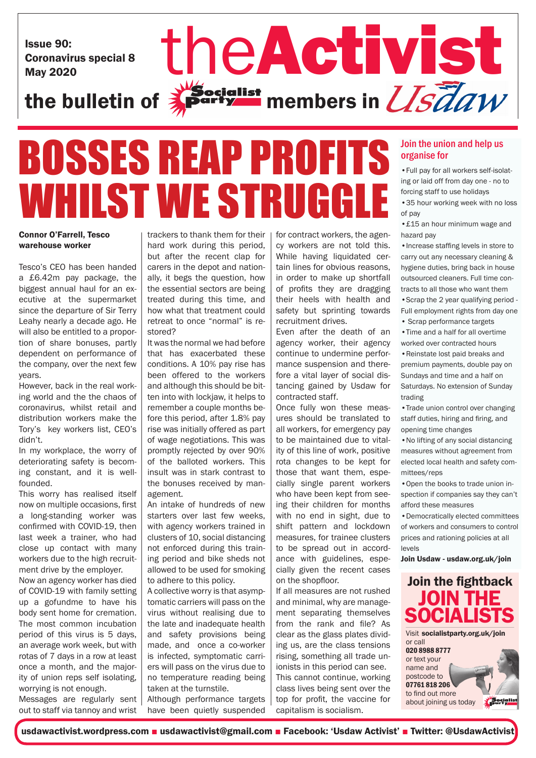Issue 90:
Coronavirus special 8
May 2020

# theActivist

the bulletin of Socialist Party members in Usdaw

# BOSSES REAP PROFITS WHILST WE STRUGGLE

**Connor O'Farrell, Tesco warehouse worker**

Tesco's CEO has been handed a £6.42m pay package, the biggest annual haul for an executive at the supermarket since the departure of Sir Terry Leahy nearly a decade ago. He will also be entitled to a proportion of share bonuses, partly dependent on performance of the company, over the next few years.

However, back in the real working world and the the chaos of coronavirus, whilst retail and distribution workers make the Tory's key workers list, CEO's didn't.

In my workplace, the worry of deteriorating safety is becoming constant, and it is well-founded.

This worry has realised itself now on multiple occasions, first a long-standing worker was confirmed with COVID-19, then last week a trainer, who had close up contact with many workers due to the high recruitment drive by the employer.

Now an agency worker has died of COVID-19 with family setting up a gofundme to have his body sent home for cremation. The most common incubation period of this virus is 5 days, an average work week, but with rotas of 7 days in a row at least once a month, and the majority of union reps self isolating, worrying is not enough.

Messages are regularly sent out to staff via tannoy and wrist trackers to thank them for their hard work during this period, but after the recent clap for carers in the depot and nationally, it begs the question, how the essential sectors are being treated during this time, and how what that treatment could retreat to once "normal" is restored?

It was the normal we had before that has exacerbated these conditions. A 10% pay rise has been offered to the workers and although this should be bitten into with lockjaw, it helps to remember a couple months before this period, after 1.8% pay rise was initially offered as part of wage negotiations. This was promptly rejected by over 90% of the balloted workers. This insult was in stark contrast to the bonuses received by management.

An intake of hundreds of new starters over last few weeks, with agency workers trained in clusters of 10, social distancing not enforced during this training period and bike sheds not allowed to be used for smoking to adhere to this policy.

A collective worry is that asymptomatic carriers will pass on the virus without realising due to the late and inadequate health and safety provisions being made, and once a co-worker is infected, symptomatic carriers will pass on the virus due to no temperature reading being taken at the turnstile.

Although performance targets have been quietly suspended for contract workers, the agency workers are not told this. While having liquidated certain lines for obvious reasons, in order to make up shortfall of profits they are dragging their heels with health and safety but sprinting towards recruitment drives.

Even after the death of an agency worker, their agency continue to undermine performance suspension and therefore a vital layer of social distancing gained by Usdaw for contracted staff.

Once fully won these measures should be translated to all workers, for emergency pay to be maintained due to vitality of this line of work, positive rota changes to be kept for those that want them, especially single parent workers who have been kept from seeing their children for months with no end in sight, due to shift pattern and lockdown measures, for trainee clusters to be spread out in accordance with guidelines, especially given the recent cases on the shopfloor.

If all measures are not rushed and minimal, why are management separating themselves from the rank and file? As clear as the glass plates dividing us, are the class tensions rising, something all trade unionists in this period can see.

This cannot continue, working class lives being sent over the top for profit, the vaccine for capitalism is socialism.

## Join the union and help us organise for

- Full pay for all workers self-isolating or laid off from day one - no to forcing staff to use holidays
- 35 hour working week with no loss of pay
- £15 an hour minimum wage and hazard pay
- Increase staffing levels in store to carry out any necessary cleaning & hygiene duties, bring back in house outsourced cleaners. Full time contracts to all those who want them
- Scrap the 2 year qualifying period - Full employment rights from day one
- Scrap performance targets
- Time and a half for all overtime worked over contracted hours
- Reinstate lost paid breaks and premium payments, double pay on Sundays and time and a half on Saturdays. No extension of Sunday trading
- Trade union control over changing staff duties, hiring and firing, and opening time changes
- No lifting of any social distancing measures without agreement from elected local health and safety committees/reps
- Open the books to trade union inspection if companies say they can't afford these measures
- Democratically elected committees of workers and consumers to control prices and rationing policies at all levels

**Join Usdaw - usdaw.org.uk/join**

## Join the fightback
## JOIN THE SOCIALISTS

Visit **socialistparty.org.uk/join** or call **020 8988 8777** or text your name and postcode to **07761 818 206** to find out more about joining us today

usdawactivist.wordpress.com ■ usdawactivist@gmail.com ■ Facebook: 'Usdaw Activist' ■ Twitter: @UsdawActivist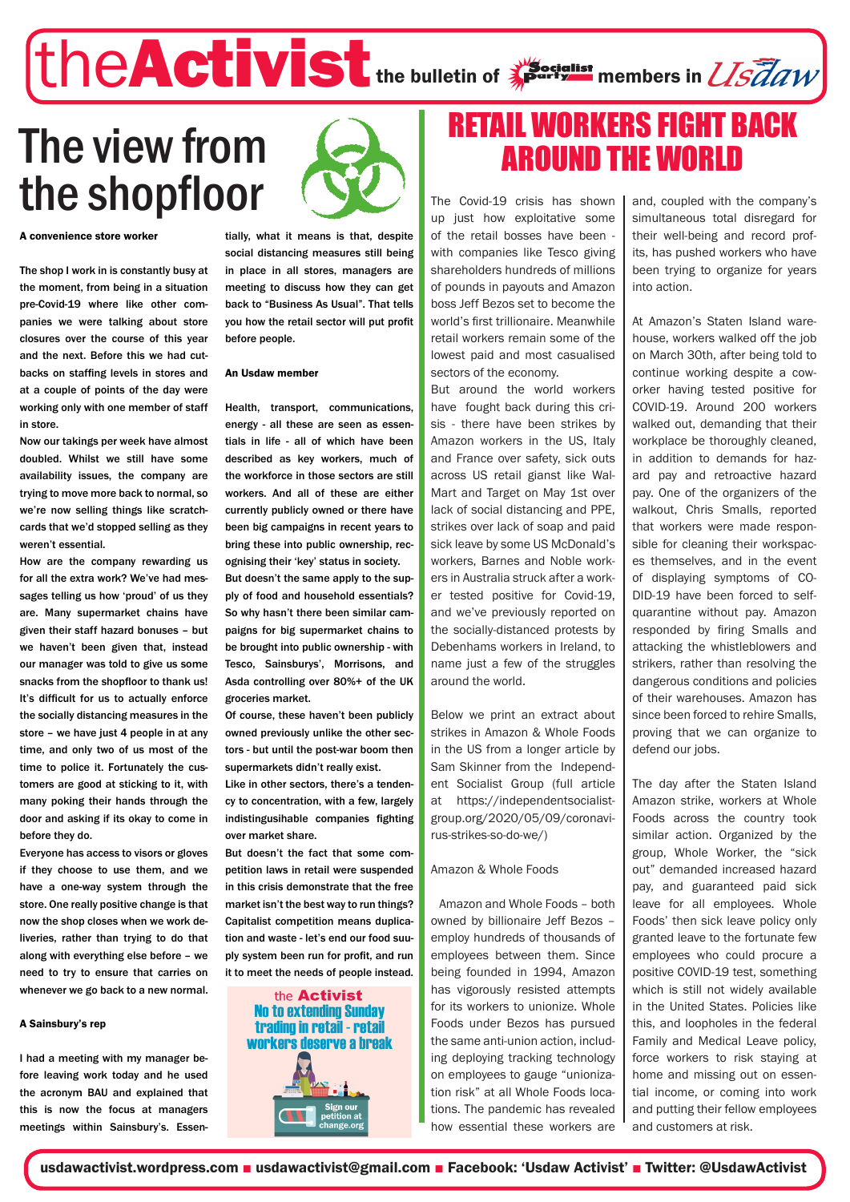# theActivist the bulletin of Socialist Party members in Usdaw

## The view from the shopfloor

**A convenience store worker**

The shop I work in is constantly busy at the moment, from being in a situation pre-Covid-19 where like other companies we were talking about store closures over the course of this year and the next. Before this we had cutbacks on staffing levels in stores and at a couple of points of the day were working only with one member of staff in store.

Now our takings per week have almost doubled. Whilst we still have some availability issues, the company are trying to move more back to normal, so we're now selling things like scratchcards that we'd stopped selling as they weren't essential.

How are the company rewarding us for all the extra work? We've had messages telling us how 'proud' of us they are. Many supermarket chains have given their staff hazard bonuses – but we haven't been given that, instead our manager was told to give us some snacks from the shopfloor to thank us! It's difficult for us to actually enforce the socially distancing measures in the store – we have just 4 people in at any time, and only two of us most of the time to police it. Fortunately the customers are good at sticking to it, with many poking their hands through the door and asking if its okay to come in before they do.

Everyone has access to visors or gloves if they choose to use them, and we have a one-way system through the store. One really positive change is that now the shop closes when we work deliveries, rather than trying to do that along with everything else before – we need to try to ensure that carries on whenever we go back to a new normal.

**A Sainsbury's rep**

I had a meeting with my manager before leaving work today and he used the acronym BAU and explained that this is now the focus at managers meetings within Sainsbury's. Essentially, what it means is that, despite social distancing measures still being in place in all stores, managers are meeting to discuss how they can get back to "Business As Usual". That tells you how the retail sector will put profit before people.

**An Usdaw member**

Health, transport, communications, energy - all these are seen as essentials in life - all of which have been described as key workers, much of the workforce in those sectors are still workers. And all of these are either currently publicly owned or there have been big campaigns in recent years to bring these into public ownership, recognising their 'key' status in society.

But doesn't the same apply to the supply of food and household essentials? So why hasn't there been similar campaigns for big supermarket chains to be brought into public ownership - with Tesco, Sainsburys', Morrisons, and Asda controlling over 80%+ of the UK groceries market.

Of course, these haven't been publicly owned previously unlike the other sectors - but until the post-war boom then supermarkets didn't really exist.

Like in other sectors, there's a tendency to concentration, with a few, largely indistingusihable companies fighting over market share.

But doesn't the fact that some competition laws in retail were suspended in this crisis demonstrate that the free market isn't the best way to run things? Capitalist competition means duplication and waste - let's end our food suuply system been run for profit, and run it to meet the needs of people instead.

the Activist
No to extending Sunday trading in retail - retail workers deserve a break
Sign our petition at change.org

## RETAIL WORKERS FIGHT BACK AROUND THE WORLD

The Covid-19 crisis has shown up just how exploitative some of the retail bosses have been - with companies like Tesco giving shareholders hundreds of millions of pounds in payouts and Amazon boss Jeff Bezos set to become the world's first trillionaire. Meanwhile retail workers remain some of the lowest paid and most casualised sectors of the economy.

But around the world workers have fought back during this crisis - there have been strikes by Amazon workers in the US, Italy and France over safety, sick outs across US retail giant like Wal-Mart and Target on May 1st over lack of social distancing and PPE, strikes over lack of soap and paid sick leave by some US McDonald's workers, Barnes and Noble workers in Australia struck after a worker tested positive for Covid-19, and we've previously reported on the socially-distanced protests by Debenhams workers in Ireland, to name just a few of the struggles around the world.

Below we print an extract about strikes in Amazon & Whole Foods in the US from a longer article by Sam Skinner from the Independent Socialist Group (full article at https://independentsocialistgroup.org/2020/05/09/coronavirus-strikes-so-do-we/)

Amazon & Whole Foods

Amazon and Whole Foods – both owned by billionaire Jeff Bezos – employ hundreds of thousands of employees between them. Since being founded in 1994, Amazon has vigorously resisted attempts for its workers to unionize. Whole Foods under Bezos has pursued the same anti-union action, including deploying tracking technology on employees to gauge "unionization risk" at all Whole Foods locations. The pandemic has revealed how essential these workers are and, coupled with the company's simultaneous total disregard for their well-being and record profits, has pushed workers who have been trying to organize for years into action.

At Amazon's Staten Island warehouse, workers walked off the job on March 30th, after being told to continue working despite a coworker having tested positive for COVID-19. Around 200 workers walked out, demanding that their workplace be thoroughly cleaned, in addition to demands for hazard pay and retroactive hazard pay. One of the organizers of the walkout, Chris Smalls, reported that workers were made responsible for cleaning their workspaces themselves, and in the event of displaying symptoms of CODID-19 have been forced to self-quarantine without pay. Amazon responded by firing Smalls and attacking the whistleblowers and strikers, rather than resolving the dangerous conditions and policies of their warehouses. Amazon has since been forced to rehire Smalls, proving that we can organize to defend our jobs.

The day after the Staten Island Amazon strike, workers at Whole Foods across the country took similar action. Organized by the group, Whole Worker, the "sick out" demanded increased hazard pay, and guaranteed paid sick leave for all employees. Whole Foods' then sick leave policy only granted leave to the fortunate few employees who could procure a positive COVID-19 test, something which is still not widely available in the United States. Policies like this, and loopholes in the federal Family and Medical Leave policy, force workers to risk staying at home and missing out on essential income, or coming into work and putting their fellow employees and customers at risk.

usdawactivist.wordpress.com ■ usdawactivist@gmail.com ■ Facebook: 'Usdaw Activist' ■ Twitter: @UsdawActivist